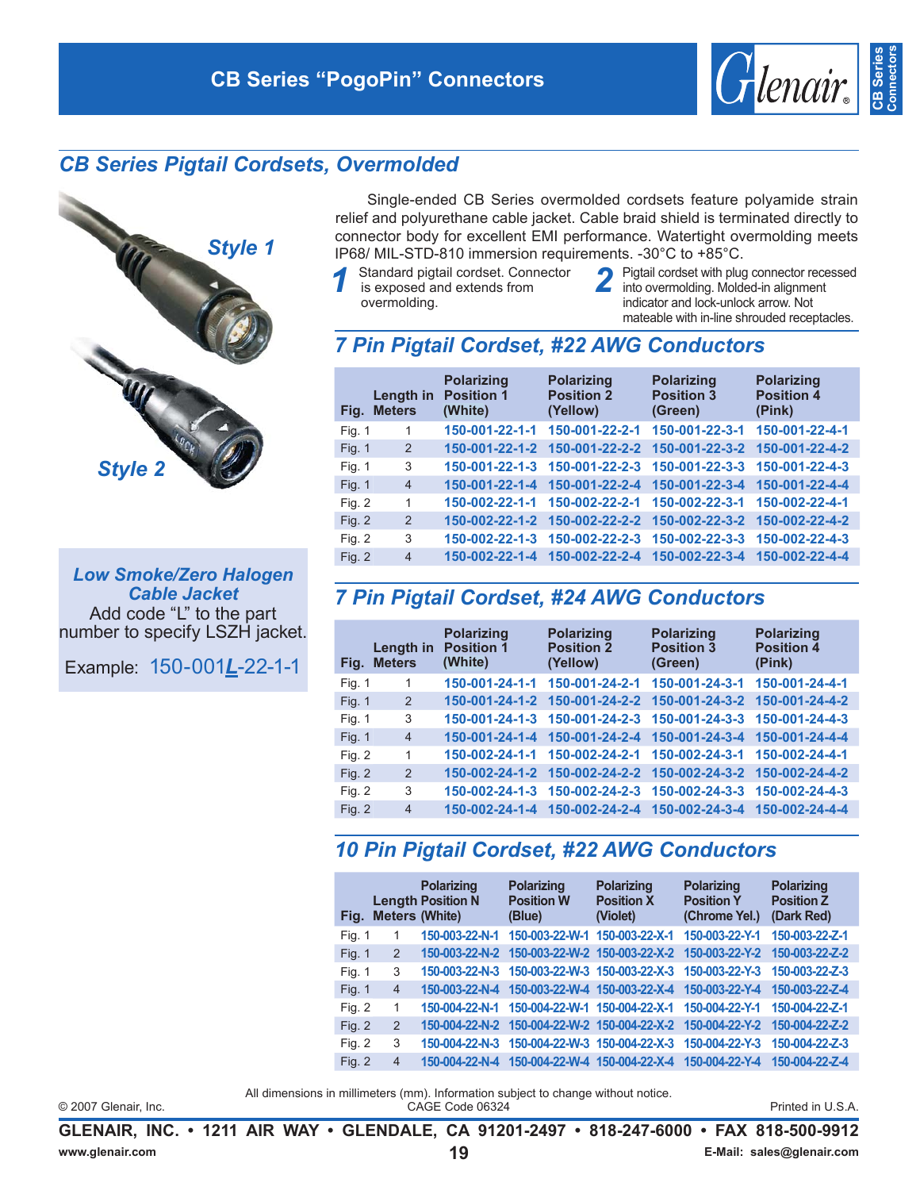# CB Series "PogoPin" Connectors

## CB Series Pigtail Cordsets, Overmolded

Style 1

Style 2

Single-ended CB Series overmolded cordsets feature polyamide strain relief and polyurethane cable jacket. Cable braid shield is terminated directly to connector body for excellent EMI performance. Watertight overmolding meets IP68/ MIL-STD-810 immersion requirements. -30°C to +85°C.

**1** Standard pigtail cordset. Connector is exposed and extends from overmolding.

**2** Pigtail cordset with plug connector recessed into overmolding. Molded-in alignment indicator and lock-unlock arrow. Not mateable with in-line shrouded receptacles.

### *Low Smoke/Zero Halogen Cable Jacket*

Add code "L" to the part number to specify LSZH jacket.

Example: 150-001**L**-22-1-1

### 7 Pin Pigtail Cordset, #22 AWG Conductors

| Fig. | Length in Meters | Polarizing Position 1 (White) | Polarizing Position 2 (Yellow) | Polarizing Position 3 (Green) | Polarizing Position 4 (Pink) |
|---|---|---|---|---|---|
| Fig. 1 | 1 | 150-001-22-1-1 | 150-001-22-2-1 | 150-001-22-3-1 | 150-001-22-4-1 |
| Fig. 1 | 2 | 150-001-22-1-2 | 150-001-22-2-2 | 150-001-22-3-2 | 150-001-22-4-2 |
| Fig. 1 | 3 | 150-001-22-1-3 | 150-001-22-2-3 | 150-001-22-3-3 | 150-001-22-4-3 |
| Fig. 1 | 4 | 150-001-22-1-4 | 150-001-22-2-4 | 150-001-22-3-4 | 150-001-22-4-4 |
| Fig. 2 | 1 | 150-002-22-1-1 | 150-002-22-2-1 | 150-002-22-3-1 | 150-002-22-4-1 |
| Fig. 2 | 2 | 150-002-22-1-2 | 150-002-22-2-2 | 150-002-22-3-2 | 150-002-22-4-2 |
| Fig. 2 | 3 | 150-002-22-1-3 | 150-002-22-2-3 | 150-002-22-3-3 | 150-002-22-4-3 |
| Fig. 2 | 4 | 150-002-22-1-4 | 150-002-22-2-4 | 150-002-22-3-4 | 150-002-22-4-4 |

### 7 Pin Pigtail Cordset, #24 AWG Conductors

| Fig. | Length in Meters | Polarizing Position 1 (White) | Polarizing Position 2 (Yellow) | Polarizing Position 3 (Green) | Polarizing Position 4 (Pink) |
|---|---|---|---|---|---|
| Fig. 1 | 1 | 150-001-24-1-1 | 150-001-24-2-1 | 150-001-24-3-1 | 150-001-24-4-1 |
| Fig. 1 | 2 | 150-001-24-1-2 | 150-001-24-2-2 | 150-001-24-3-2 | 150-001-24-4-2 |
| Fig. 1 | 3 | 150-001-24-1-3 | 150-001-24-2-3 | 150-001-24-3-3 | 150-001-24-4-3 |
| Fig. 1 | 4 | 150-001-24-1-4 | 150-001-24-2-4 | 150-001-24-3-4 | 150-001-24-4-4 |
| Fig. 2 | 1 | 150-002-24-1-1 | 150-002-24-2-1 | 150-002-24-3-1 | 150-002-24-4-1 |
| Fig. 2 | 2 | 150-002-24-1-2 | 150-002-24-2-2 | 150-002-24-3-2 | 150-002-24-4-2 |
| Fig. 2 | 3 | 150-002-24-1-3 | 150-002-24-2-3 | 150-002-24-3-3 | 150-002-24-4-3 |
| Fig. 2 | 4 | 150-002-24-1-4 | 150-002-24-2-4 | 150-002-24-3-4 | 150-002-24-4-4 |

### 10 Pin Pigtail Cordset, #22 AWG Conductors

| Fig. | Length Meters | Polarizing Position N (White) | Polarizing Position W (Blue) | Polarizing Position X (Violet) | Polarizing Position Y (Chrome Yel.) | Polarizing Position Z (Dark Red) |
|---|---|---|---|---|---|---|
| Fig. 1 | 1 | 150-003-22-N-1 | 150-003-22-W-1 | 150-003-22-X-1 | 150-003-22-Y-1 | 150-003-22-Z-1 |
| Fig. 1 | 2 | 150-003-22-N-2 | 150-003-22-W-2 | 150-003-22-X-2 | 150-003-22-Y-2 | 150-003-22-Z-2 |
| Fig. 1 | 3 | 150-003-22-N-3 | 150-003-22-W-3 | 150-003-22-X-3 | 150-003-22-Y-3 | 150-003-22-Z-3 |
| Fig. 1 | 4 | 150-003-22-N-4 | 150-003-22-W-4 | 150-003-22-X-4 | 150-003-22-Y-4 | 150-003-22-Z-4 |
| Fig. 2 | 1 | 150-004-22-N-1 | 150-004-22-W-1 | 150-004-22-X-1 | 150-004-22-Y-1 | 150-004-22-Z-1 |
| Fig. 2 | 2 | 150-004-22-N-2 | 150-004-22-W-2 | 150-004-22-X-2 | 150-004-22-Y-2 | 150-004-22-Z-2 |
| Fig. 2 | 3 | 150-004-22-N-3 | 150-004-22-W-3 | 150-004-22-X-3 | 150-004-22-Y-3 | 150-004-22-Z-3 |
| Fig. 2 | 4 | 150-004-22-N-4 | 150-004-22-W-4 | 150-004-22-X-4 | 150-004-22-Y-4 | 150-004-22-Z-4 |

All dimensions in millimeters (mm). Information subject to change without notice.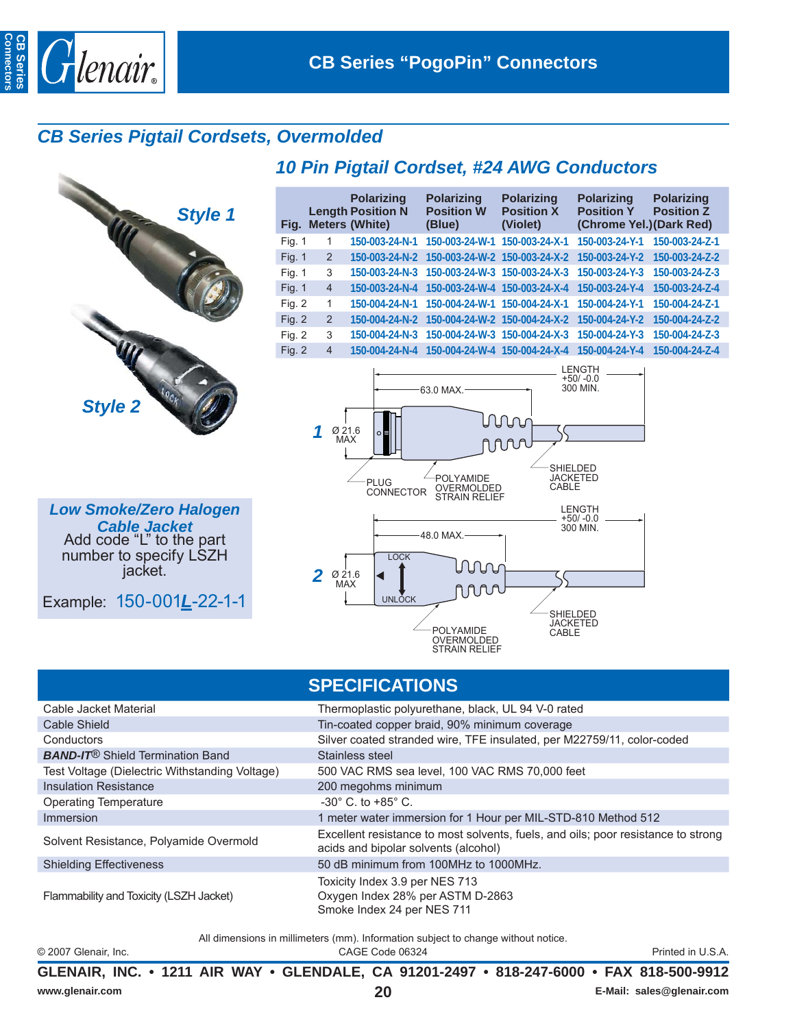## CB Series Pigtail Cordsets, Overmolded

### 10 Pin Pigtail Cordset, #24 AWG Conductors

Style 1

Style 2

| Fig. | Length Meters | Polarizing Position N (White) | Polarizing Position W (Blue) | Polarizing Position X (Violet) | Polarizing Position Y (Chrome Yel.) | Polarizing Position Z (Dark Red) |
|---|---|---|---|---|---|---|
| Fig. 1 | 1 | 150-003-24-N-1 | 150-003-24-W-1 | 150-003-24-X-1 | 150-003-24-Y-1 | 150-003-24-Z-1 |
| Fig. 1 | 2 | 150-003-24-N-2 | 150-003-24-W-2 | 150-003-24-X-2 | 150-003-24-Y-2 | 150-003-24-Z-2 |
| Fig. 1 | 3 | 150-003-24-N-3 | 150-003-24-W-3 | 150-003-24-X-3 | 150-003-24-Y-3 | 150-003-24-Z-3 |
| Fig. 1 | 4 | 150-003-24-N-4 | 150-003-24-W-4 | 150-003-24-X-4 | 150-003-24-Y-4 | 150-003-24-Z-4 |
| Fig. 2 | 1 | 150-004-24-N-1 | 150-004-24-W-1 | 150-004-24-X-1 | 150-004-24-Y-1 | 150-004-24-Z-1 |
| Fig. 2 | 2 | 150-004-24-N-2 | 150-004-24-W-2 | 150-004-24-X-2 | 150-004-24-Y-2 | 150-004-24-Z-2 |
| Fig. 2 | 3 | 150-004-24-N-3 | 150-004-24-W-3 | 150-004-24-X-3 | 150-004-24-Y-3 | 150-004-24-Z-3 |
| Fig. 2 | 4 | 150-004-24-N-4 | 150-004-24-W-4 | 150-004-24-X-4 | 150-004-24-Y-4 | 150-004-24-Z-4 |

1

63.0 MAX.
LENGTH +50/ -0.0 300 MIN.
Ø 21.6 MAX
PLUG CONNECTOR
POLYAMIDE OVERMOLDED STRAIN RELIEF
SHIELDED JACKETED CABLE

2

48.0 MAX.
LENGTH +50/ -0.0 300 MIN.
Ø 21.6 MAX
LOCK
UNLOCK
POLYAMIDE OVERMOLDED STRAIN RELIEF
SHIELDED JACKETED CABLE

**Low Smoke/Zero Halogen Cable Jacket**

Add code "L" to the part number to specify LSZH jacket.

Example: 150-001**L**-22-1-1

## SPECIFICATIONS

| | |
|---|---|
| Cable Jacket Material | Thermoplastic polyurethane, black, UL 94 V-0 rated |
| Cable Shield | Tin-coated copper braid, 90% minimum coverage |
| Conductors | Silver coated stranded wire, TFE insulated, per M22759/11, color-coded |
| ***BAND-IT***® Shield Termination Band | Stainless steel |
| Test Voltage (Dielectric Withstanding Voltage) | 500 VAC RMS sea level, 100 VAC RMS 70,000 feet |
| Insulation Resistance | 200 megohms minimum |
| Operating Temperature | -30° C. to +85° C. |
| Immersion | 1 meter water immersion for 1 Hour per MIL-STD-810 Method 512 |
| Solvent Resistance, Polyamide Overmold | Excellent resistance to most solvents, fuels, and oils; poor resistance to strong acids and bipolar solvents (alcohol) |
| Shielding Effectiveness | 50 dB minimum from 100MHz to 1000MHz. |
| Flammability and Toxicity (LSZH Jacket) | Toxicity Index 3.9 per NES 713<br>Oxygen Index 28% per ASTM D-2863<br>Smoke Index 24 per NES 711 |

All dimensions in millimeters (mm). Information subject to change without notice.